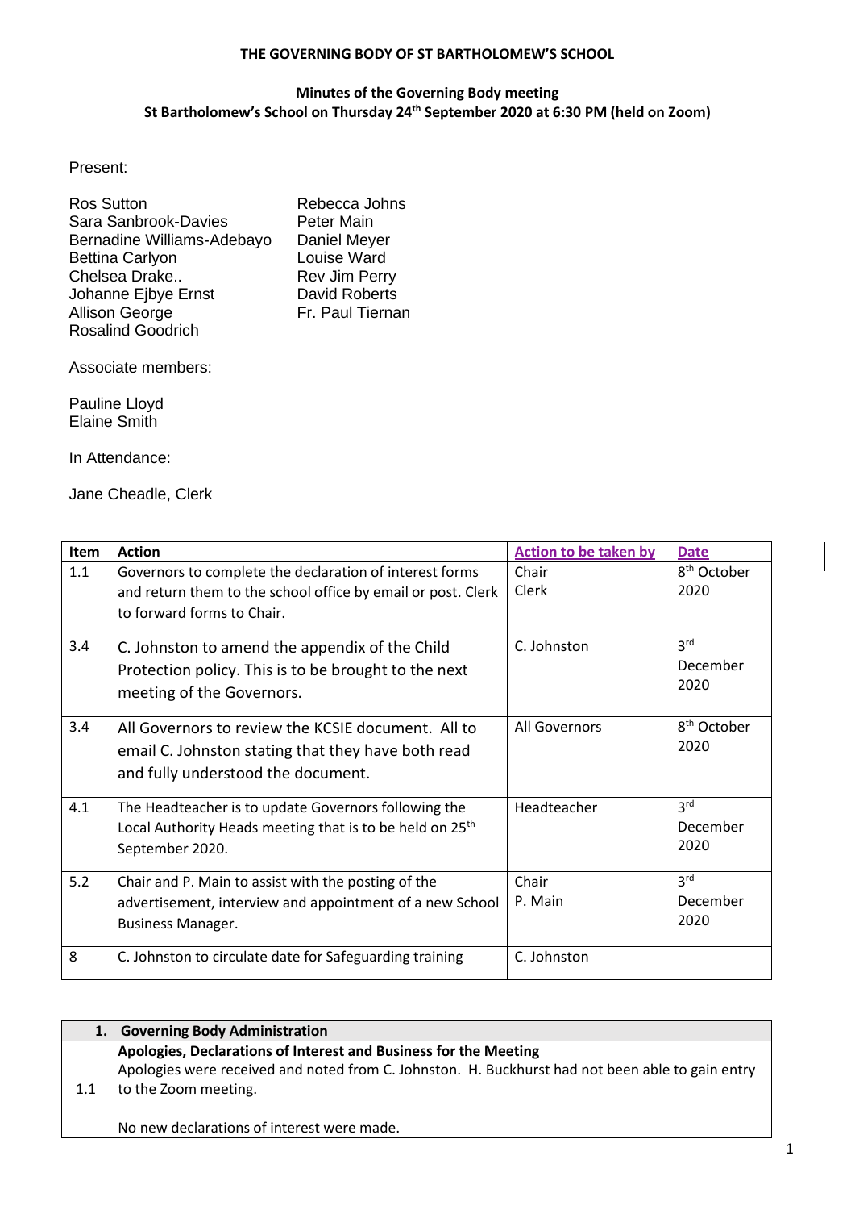**THE GOVERNING BODY OF ST BARTHOLOMEW'S SCHOOL**

**Minutes of the Governing Body meeting**
**St Bartholomew's School on Thursday 24th September 2020 at 6:30 PM (held on Zoom)**

Present:

Ros Sutton
Sara Sanbrook-Davies
Bernadine Williams-Adebayo
Bettina Carlyon
Chelsea Drake..
Johanne Ejbye Ernst
Allison George
Rosalind Goodrich
Rebecca Johns
Peter Main
Daniel Meyer
Louise Ward
Rev Jim Perry
David Roberts
Fr. Paul Tiernan

Associate members:

Pauline Lloyd
Elaine Smith

In Attendance:

Jane Cheadle, Clerk

| Item | Action | Action to be taken by | Date |
|---|---|---|---|
| 1.1 | Governors to complete the declaration of interest forms and return them to the school office by email or post. Clerk to forward forms to Chair. | Chair<br>Clerk | 8th October 2020 |
| 3.4 | C. Johnston to amend the appendix of the Child Protection policy. This is to be brought to the next meeting of the Governors. | C. Johnston | 3rd December 2020 |
| 3.4 | All Governors to review the KCSIE document. All to email C. Johnston stating that they have both read and fully understood the document. | All Governors | 8th October 2020 |
| 4.1 | The Headteacher is to update Governors following the Local Authority Heads meeting that is to be held on 25th September 2020. | Headteacher | 3rd December 2020 |
| 5.2 | Chair and P. Main to assist with the posting of the advertisement, interview and appointment of a new School Business Manager. | Chair<br>P. Main | 3rd December 2020 |
| 8 | C. Johnston to circulate date for Safeguarding training | C. Johnston | |

| 1. | Governing Body Administration |
|---|---|
| 1.1 | **Apologies, Declarations of Interest and Business for the Meeting**<br>Apologies were received and noted from C. Johnston. H. Buckhurst had not been able to gain entry to the Zoom meeting.<br><br>No new declarations of interest were made. |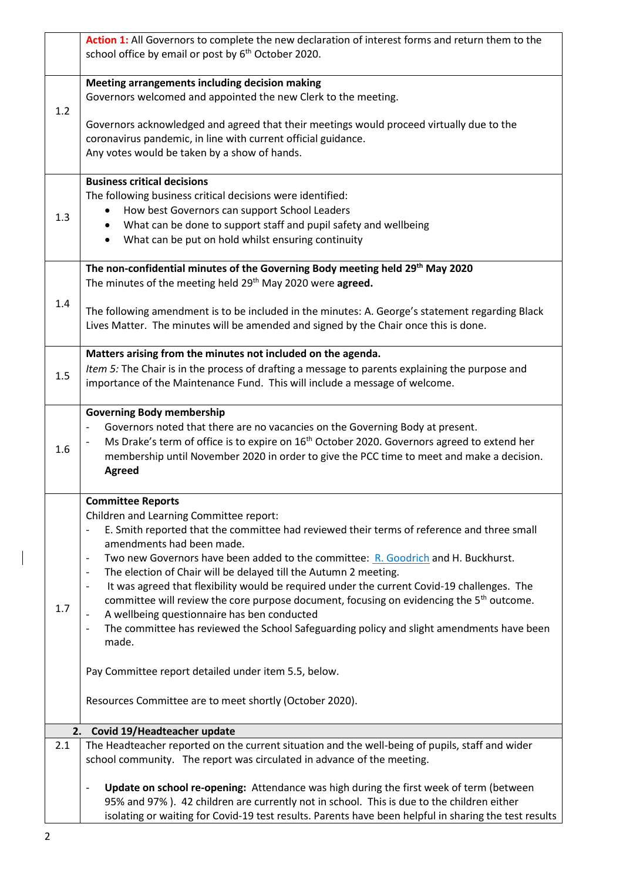| | |
|---|---|
| | **Action 1:** All Governors to complete the new declaration of interest forms and return them to the school office by email or post by 6th October 2020. |
| 1.2 | **Meeting arrangements including decision making**<br>Governors welcomed and appointed the new Clerk to the meeting.<br><br>Governors acknowledged and agreed that their meetings would proceed virtually due to the coronavirus pandemic, in line with current official guidance.<br>Any votes would be taken by a show of hands. |
| 1.3 | **Business critical decisions**<br>The following business critical decisions were identified:<br>• How best Governors can support School Leaders<br>• What can be done to support staff and pupil safety and wellbeing<br>• What can be put on hold whilst ensuring continuity |
| 1.4 | **The non-confidential minutes of the Governing Body meeting held 29th May 2020**<br>The minutes of the meeting held 29th May 2020 were **agreed.**<br><br>The following amendment is to be included in the minutes: A. George's statement regarding Black Lives Matter. The minutes will be amended and signed by the Chair once this is done. |
| 1.5 | **Matters arising from the minutes not included on the agenda.**<br>*Item 5:* The Chair is in the process of drafting a message to parents explaining the purpose and importance of the Maintenance Fund. This will include a message of welcome. |
| 1.6 | **Governing Body membership**<br>- Governors noted that there are no vacancies on the Governing Body at present.<br>- Ms Drake's term of office is to expire on 16th October 2020. Governors agreed to extend her membership until November 2020 in order to give the PCC time to meet and make a decision. **Agreed** |
| 1.7 | **Committee Reports**<br>Children and Learning Committee report:<br>- E. Smith reported that the committee had reviewed their terms of reference and three small amendments had been made.<br>- Two new Governors have been added to the committee: R. Goodrich and H. Buckhurst.<br>- The election of Chair will be delayed till the Autumn 2 meeting.<br>- It was agreed that flexibility would be required under the current Covid-19 challenges. The committee will review the core purpose document, focusing on evidencing the 5th outcome.<br>- A wellbeing questionnaire has ben conducted<br>- The committee has reviewed the School Safeguarding policy and slight amendments have been made.<br><br>Pay Committee report detailed under item 5.5, below.<br><br>Resources Committee are to meet shortly (October 2020). |
| **2.** | **Covid 19/Headteacher update** |
| 2.1 | The Headteacher reported on the current situation and the well-being of pupils, staff and wider school community. The report was circulated in advance of the meeting.<br><br>- **Update on school re-opening:** Attendance was high during the first week of term (between 95% and 97% ). 42 children are currently not in school. This is due to the children either isolating or waiting for Covid-19 test results. Parents have been helpful in sharing the test results |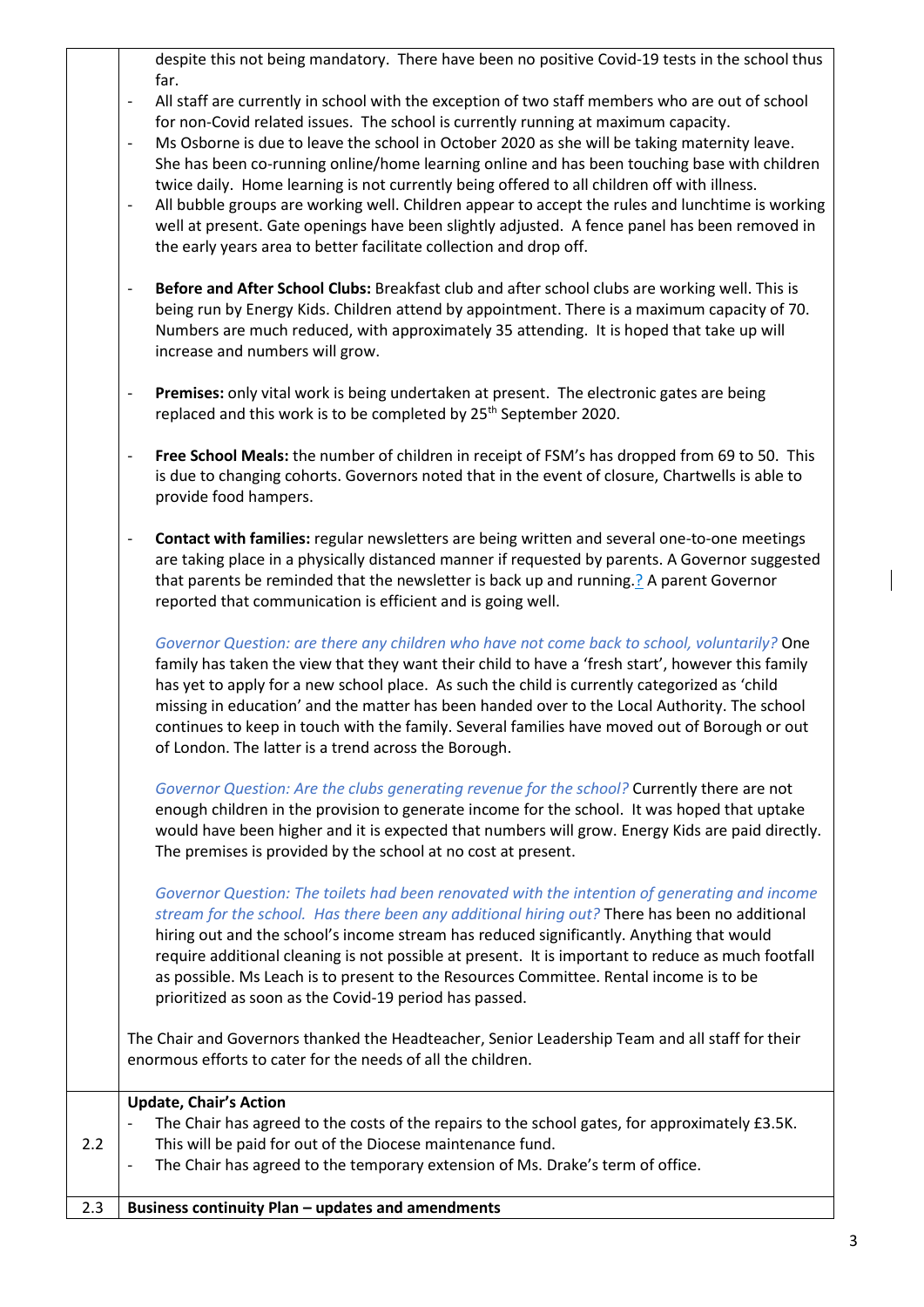| | |
|---|---|
| | despite this not being mandatory. There have been no positive Covid-19 tests in the school thus far.<br>- All staff are currently in school with the exception of two staff members who are out of school for non-Covid related issues. The school is currently running at maximum capacity.<br>- Ms Osborne is due to leave the school in October 2020 as she will be taking maternity leave. She has been co-running online/home learning online and has been touching base with children twice daily. Home learning is not currently being offered to all children off with illness.<br>- All bubble groups are working well. Children appear to accept the rules and lunchtime is working well at present. Gate openings have been slightly adjusted. A fence panel has been removed in the early years area to better facilitate collection and drop off.<br><br>- **Before and After School Clubs:** Breakfast club and after school clubs are working well. This is being run by Energy Kids. Children attend by appointment. There is a maximum capacity of 70. Numbers are much reduced, with approximately 35 attending. It is hoped that take up will increase and numbers will grow.<br><br>- **Premises:** only vital work is being undertaken at present. The electronic gates are being replaced and this work is to be completed by 25th September 2020.<br><br>- **Free School Meals:** the number of children in receipt of FSM's has dropped from 69 to 50. This is due to changing cohorts. Governors noted that in the event of closure, Chartwells is able to provide food hampers.<br><br>- **Contact with families:** regular newsletters are being written and several one-to-one meetings are taking place in a physically distanced manner if requested by parents. A Governor suggested that parents be reminded that the newsletter is back up and running.? A parent Governor reported that communication is efficient and is going well.<br><br>*Governor Question: are there any children who have not come back to school, voluntarily?* One family has taken the view that they want their child to have a 'fresh start', however this family has yet to apply for a new school place. As such the child is currently categorized as 'child missing in education' and the matter has been handed over to the Local Authority. The school continues to keep in touch with the family. Several families have moved out of Borough or out of London. The latter is a trend across the Borough.<br><br>*Governor Question: Are the clubs generating revenue for the school?* Currently there are not enough children in the provision to generate income for the school. It was hoped that uptake would have been higher and it is expected that numbers will grow. Energy Kids are paid directly. The premises is provided by the school at no cost at present.<br><br>*Governor Question: The toilets had been renovated with the intention of generating and income stream for the school. Has there been any additional hiring out?* There has been no additional hiring out and the school's income stream has reduced significantly. Anything that would require additional cleaning is not possible at present. It is important to reduce as much footfall as possible. Ms Leach is to present to the Resources Committee. Rental income is to be prioritized as soon as the Covid-19 period has passed.<br><br>The Chair and Governors thanked the Headteacher, Senior Leadership Team and all staff for their enormous efforts to cater for the needs of all the children. |
| 2.2 | **Update, Chair's Action**<br>- The Chair has agreed to the costs of the repairs to the school gates, for approximately £3.5K. This will be paid for out of the Diocese maintenance fund.<br>- The Chair has agreed to the temporary extension of Ms. Drake's term of office. |
| 2.3 | **Business continuity Plan – updates and amendments** |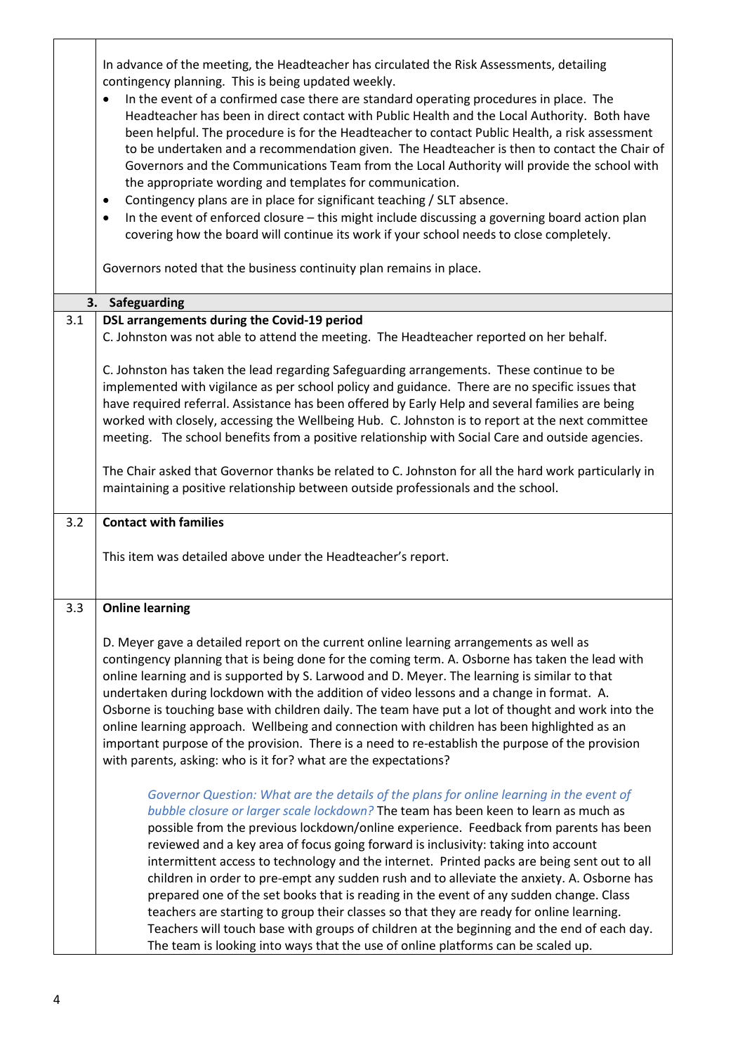| | |
|---|---|
| | In advance of the meeting, the Headteacher has circulated the Risk Assessments, detailing contingency planning. This is being updated weekly. <br>• In the event of a confirmed case there are standard operating procedures in place. The Headteacher has been in direct contact with Public Health and the Local Authority. Both have been helpful. The procedure is for the Headteacher to contact Public Health, a risk assessment to be undertaken and a recommendation given. The Headteacher is then to contact the Chair of Governors and the Communications Team from the Local Authority will provide the school with the appropriate wording and templates for communication. <br>• Contingency plans are in place for significant teaching / SLT absence. <br>• In the event of enforced closure – this might include discussing a governing board action plan covering how the board will continue its work if your school needs to close completely. <br><br>Governors noted that the business continuity plan remains in place. |
| **3.** | **Safeguarding** |
| 3.1 | **DSL arrangements during the Covid-19 period** <br>C. Johnston was not able to attend the meeting. The Headteacher reported on her behalf. <br><br>C. Johnston has taken the lead regarding Safeguarding arrangements. These continue to be implemented with vigilance as per school policy and guidance. There are no specific issues that have required referral. Assistance has been offered by Early Help and several families are being worked with closely, accessing the Wellbeing Hub. C. Johnston is to report at the next committee meeting. The school benefits from a positive relationship with Social Care and outside agencies. <br><br>The Chair asked that Governor thanks be related to C. Johnston for all the hard work particularly in maintaining a positive relationship between outside professionals and the school. |
| 3.2 | **Contact with families** <br><br>This item was detailed above under the Headteacher's report. |
| 3.3 | **Online learning** <br><br>D. Meyer gave a detailed report on the current online learning arrangements as well as contingency planning that is being done for the coming term. A. Osborne has taken the lead with online learning and is supported by S. Larwood and D. Meyer. The learning is similar to that undertaken during lockdown with the addition of video lessons and a change in format. A. Osborne is touching base with children daily. The team have put a lot of thought and work into the online learning approach. Wellbeing and connection with children has been highlighted as an important purpose of the provision. There is a need to re-establish the purpose of the provision with parents, asking: who is it for? what are the expectations? <br><br>*Governor Question: What are the details of the plans for online learning in the event of bubble closure or larger scale lockdown?* The team has been keen to learn as much as possible from the previous lockdown/online experience. Feedback from parents has been reviewed and a key area of focus going forward is inclusivity: taking into account intermittent access to technology and the internet. Printed packs are being sent out to all children in order to pre-empt any sudden rush and to alleviate the anxiety. A. Osborne has prepared one of the set books that is reading in the event of any sudden change. Class teachers are starting to group their classes so that they are ready for online learning. Teachers will touch base with groups of children at the beginning and the end of each day. The team is looking into ways that the use of online platforms can be scaled up. |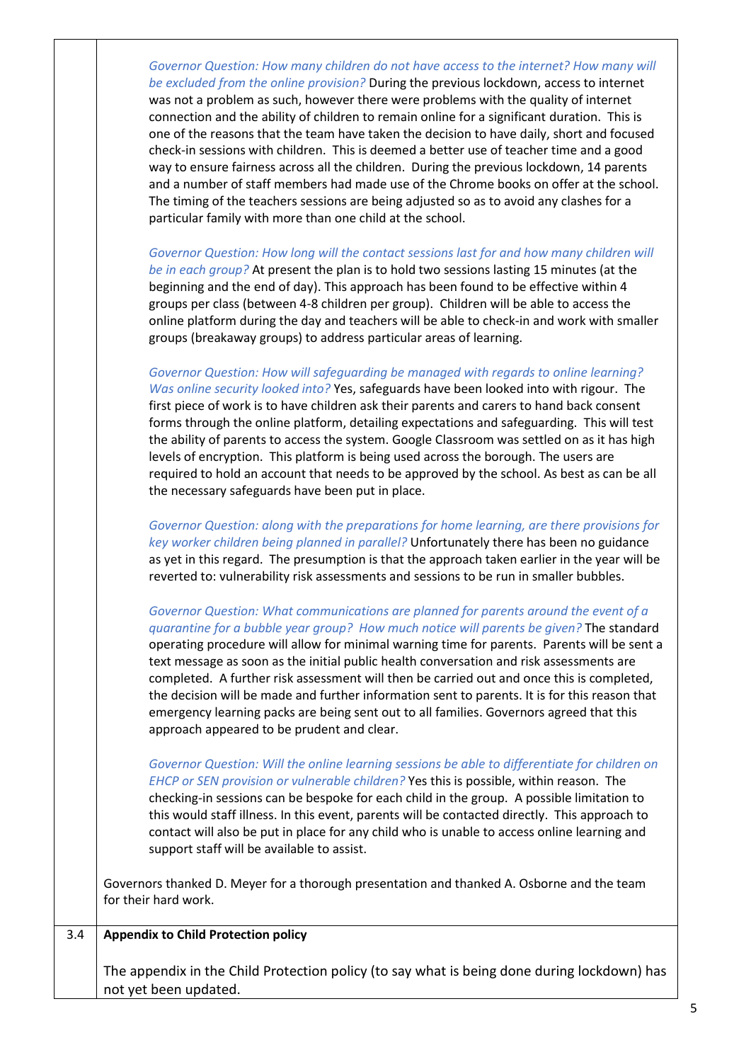*Governor Question: How many children do not have access to the internet? How many will be excluded from the online provision?* During the previous lockdown, access to internet was not a problem as such, however there were problems with the quality of internet connection and the ability of children to remain online for a significant duration. This is one of the reasons that the team have taken the decision to have daily, short and focused check-in sessions with children. This is deemed a better use of teacher time and a good way to ensure fairness across all the children. During the previous lockdown, 14 parents and a number of staff members had made use of the Chrome books on offer at the school. The timing of the teachers sessions are being adjusted so as to avoid any clashes for a particular family with more than one child at the school.

*Governor Question: How long will the contact sessions last for and how many children will be in each group?* At present the plan is to hold two sessions lasting 15 minutes (at the beginning and the end of day). This approach has been found to be effective within 4 groups per class (between 4-8 children per group). Children will be able to access the online platform during the day and teachers will be able to check-in and work with smaller groups (breakaway groups) to address particular areas of learning.

*Governor Question: How will safeguarding be managed with regards to online learning? Was online security looked into?* Yes, safeguards have been looked into with rigour. The first piece of work is to have children ask their parents and carers to hand back consent forms through the online platform, detailing expectations and safeguarding. This will test the ability of parents to access the system. Google Classroom was settled on as it has high levels of encryption. This platform is being used across the borough. The users are required to hold an account that needs to be approved by the school. As best as can be all the necessary safeguards have been put in place.

*Governor Question: along with the preparations for home learning, are there provisions for key worker children being planned in parallel?* Unfortunately there has been no guidance as yet in this regard. The presumption is that the approach taken earlier in the year will be reverted to: vulnerability risk assessments and sessions to be run in smaller bubbles.

*Governor Question: What communications are planned for parents around the event of a quarantine for a bubble year group? How much notice will parents be given?* The standard operating procedure will allow for minimal warning time for parents. Parents will be sent a text message as soon as the initial public health conversation and risk assessments are completed. A further risk assessment will then be carried out and once this is completed, the decision will be made and further information sent to parents. It is for this reason that emergency learning packs are being sent out to all families. Governors agreed that this approach appeared to be prudent and clear.

*Governor Question: Will the online learning sessions be able to differentiate for children on EHCP or SEN provision or vulnerable children?* Yes this is possible, within reason. The checking-in sessions can be bespoke for each child in the group. A possible limitation to this would staff illness. In this event, parents will be contacted directly. This approach to contact will also be put in place for any child who is unable to access online learning and support staff will be available to assist.

Governors thanked D. Meyer for a thorough presentation and thanked A. Osborne and the team for their hard work.

**3.4 Appendix to Child Protection policy**

The appendix in the Child Protection policy (to say what is being done during lockdown) has not yet been updated.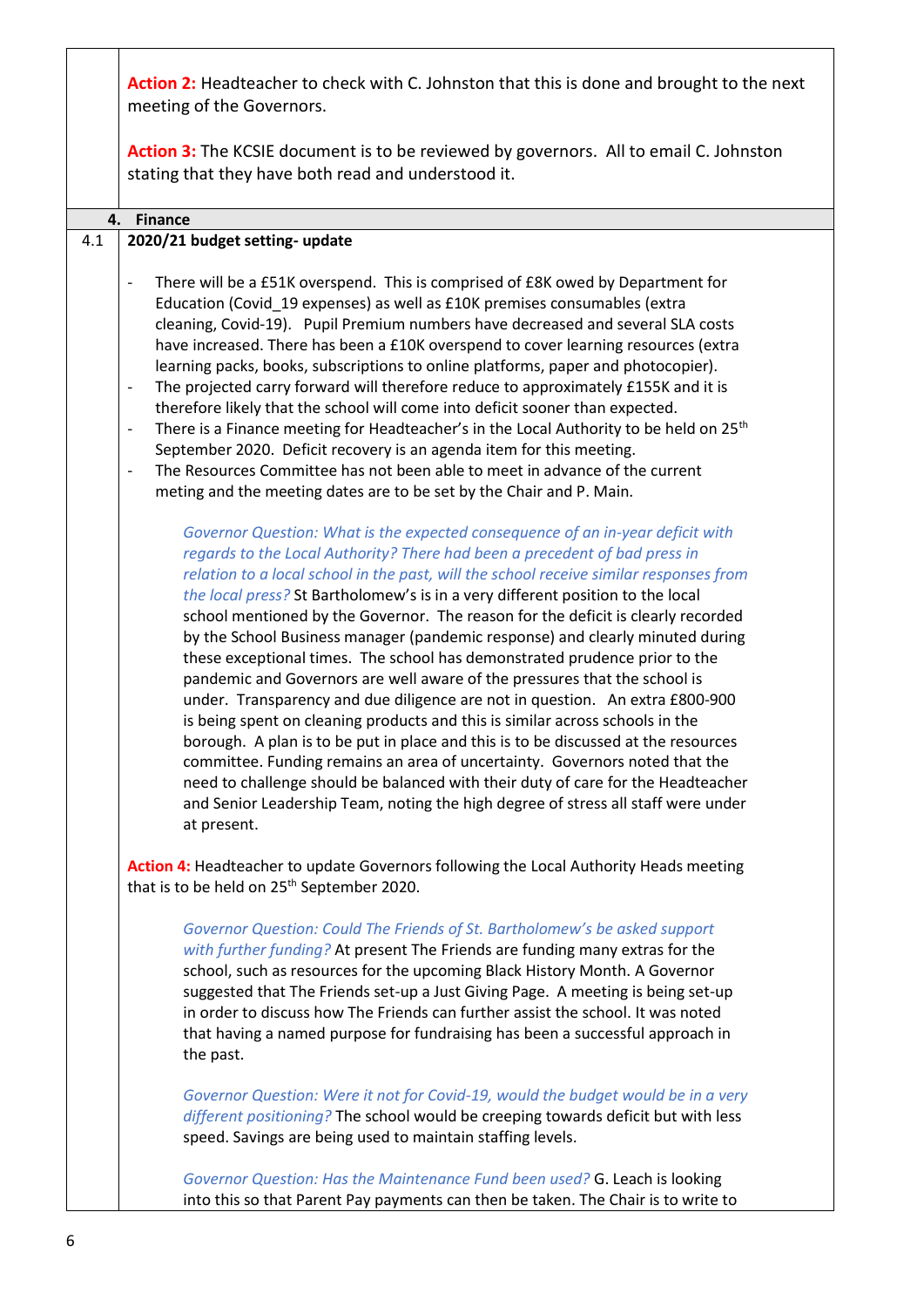**Action 2:** Headteacher to check with C. Johnston that this is done and brought to the next meeting of the Governors.

**Action 3:** The KCSIE document is to be reviewed by governors. All to email C. Johnston stating that they have both read and understood it.

## 4. Finance

### 4.1 2020/21 budget setting- update

- There will be a £51K overspend. This is comprised of £8K owed by Department for Education (Covid_19 expenses) as well as £10K premises consumables (extra cleaning, Covid-19). Pupil Premium numbers have decreased and several SLA costs have increased. There has been a £10K overspend to cover learning resources (extra learning packs, books, subscriptions to online platforms, paper and photocopier).
- The projected carry forward will therefore reduce to approximately £155K and it is therefore likely that the school will come into deficit sooner than expected.
- There is a Finance meeting for Headteacher's in the Local Authority to be held on 25th September 2020. Deficit recovery is an agenda item for this meeting.
- The Resources Committee has not been able to meet in advance of the current meting and the meeting dates are to be set by the Chair and P. Main.

*Governor Question: What is the expected consequence of an in-year deficit with regards to the Local Authority? There had been a precedent of bad press in relation to a local school in the past, will the school receive similar responses from the local press?* St Bartholomew's is in a very different position to the local school mentioned by the Governor. The reason for the deficit is clearly recorded by the School Business manager (pandemic response) and clearly minuted during these exceptional times. The school has demonstrated prudence prior to the pandemic and Governors are well aware of the pressures that the school is under. Transparency and due diligence are not in question. An extra £800-900 is being spent on cleaning products and this is similar across schools in the borough. A plan is to be put in place and this is to be discussed at the resources committee. Funding remains an area of uncertainty. Governors noted that the need to challenge should be balanced with their duty of care for the Headteacher and Senior Leadership Team, noting the high degree of stress all staff were under at present.

**Action 4:** Headteacher to update Governors following the Local Authority Heads meeting that is to be held on 25th September 2020.

*Governor Question: Could The Friends of St. Bartholomew's be asked support with further funding?* At present The Friends are funding many extras for the school, such as resources for the upcoming Black History Month. A Governor suggested that The Friends set-up a Just Giving Page. A meeting is being set-up in order to discuss how The Friends can further assist the school. It was noted that having a named purpose for fundraising has been a successful approach in the past.

*Governor Question: Were it not for Covid-19, would the budget would be in a very different positioning?* The school would be creeping towards deficit but with less speed. Savings are being used to maintain staffing levels.

*Governor Question: Has the Maintenance Fund been used?* G. Leach is looking into this so that Parent Pay payments can then be taken. The Chair is to write to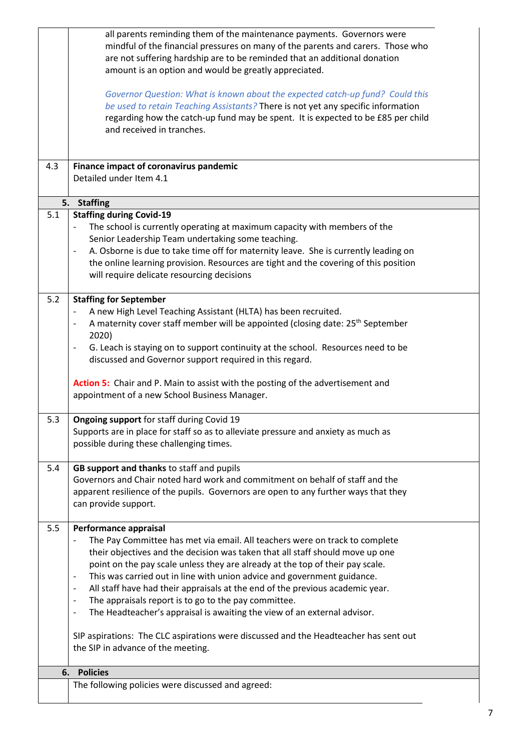| | |
|---|---|
| | all parents reminding them of the maintenance payments. Governors were mindful of the financial pressures on many of the parents and carers. Those who are not suffering hardship are to be reminded that an additional donation amount is an option and would be greatly appreciated.<br><br>*Governor Question: What is known about the expected catch-up fund? Could this be used to retain Teaching Assistants?* There is not yet any specific information regarding how the catch-up fund may be spent. It is expected to be £85 per child and received in tranches. |
| 4.3 | **Finance impact of coronavirus pandemic**<br>Detailed under Item 4.1 |
| **5.** | **Staffing** |
| 5.1 | **Staffing during Covid-19**<br>- The school is currently operating at maximum capacity with members of the Senior Leadership Team undertaking some teaching.<br>- A. Osborne is due to take time off for maternity leave. She is currently leading on the online learning provision. Resources are tight and the covering of this position will require delicate resourcing decisions |
| 5.2 | **Staffing for September**<br>- A new High Level Teaching Assistant (HLTA) has been recruited.<br>- A maternity cover staff member will be appointed (closing date: 25th September 2020)<br>- G. Leach is staying on to support continuity at the school. Resources need to be discussed and Governor support required in this regard.<br><br>**Action 5:** Chair and P. Main to assist with the posting of the advertisement and appointment of a new School Business Manager. |
| 5.3 | **Ongoing support** for staff during Covid 19<br>Supports are in place for staff so as to alleviate pressure and anxiety as much as possible during these challenging times. |
| 5.4 | **GB support and thanks** to staff and pupils<br>Governors and Chair noted hard work and commitment on behalf of staff and the apparent resilience of the pupils. Governors are open to any further ways that they can provide support. |
| 5.5 | **Performance appraisal**<br>- The Pay Committee has met via email. All teachers were on track to complete their objectives and the decision was taken that all staff should move up one point on the pay scale unless they are already at the top of their pay scale.<br>- This was carried out in line with union advice and government guidance.<br>- All staff have had their appraisals at the end of the previous academic year.<br>- The appraisals report is to go to the pay committee.<br>- The Headteacher's appraisal is awaiting the view of an external advisor.<br><br>SIP aspirations: The CLC aspirations were discussed and the Headteacher has sent out the SIP in advance of the meeting. |
| **6.** | **Policies** |
| | The following policies were discussed and agreed: |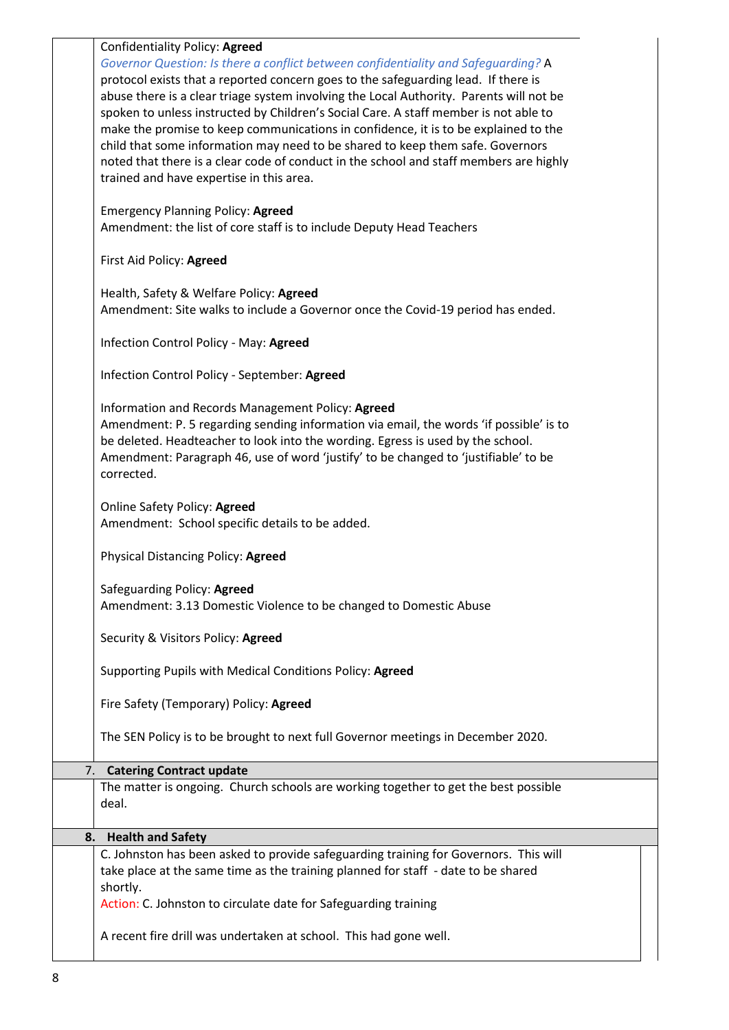Confidentiality Policy: **Agreed**

*Governor Question: Is there a conflict between confidentiality and Safeguarding?* A protocol exists that a reported concern goes to the safeguarding lead. If there is abuse there is a clear triage system involving the Local Authority. Parents will not be spoken to unless instructed by Children's Social Care. A staff member is not able to make the promise to keep communications in confidence, it is to be explained to the child that some information may need to be shared to keep them safe. Governors noted that there is a clear code of conduct in the school and staff members are highly trained and have expertise in this area.

Emergency Planning Policy: **Agreed**
Amendment: the list of core staff is to include Deputy Head Teachers

First Aid Policy: **Agreed**

Health, Safety & Welfare Policy: **Agreed**
Amendment: Site walks to include a Governor once the Covid-19 period has ended.

Infection Control Policy - May: **Agreed**

Infection Control Policy - September: **Agreed**

Information and Records Management Policy: **Agreed**
Amendment: P. 5 regarding sending information via email, the words 'if possible' is to be deleted. Headteacher to look into the wording. Egress is used by the school.
Amendment: Paragraph 46, use of word 'justify' to be changed to 'justifiable' to be corrected.

Online Safety Policy: **Agreed**
Amendment: School specific details to be added.

Physical Distancing Policy: **Agreed**

Safeguarding Policy: **Agreed**
Amendment: 3.13 Domestic Violence to be changed to Domestic Abuse

Security & Visitors Policy: **Agreed**

Supporting Pupils with Medical Conditions Policy: **Agreed**

Fire Safety (Temporary) Policy: **Agreed**

The SEN Policy is to be brought to next full Governor meetings in December 2020.

## 7. Catering Contract update

The matter is ongoing. Church schools are working together to get the best possible deal.

## 8. Health and Safety

C. Johnston has been asked to provide safeguarding training for Governors. This will take place at the same time as the training planned for staff - date to be shared shortly.
Action: C. Johnston to circulate date for Safeguarding training

A recent fire drill was undertaken at school. This had gone well.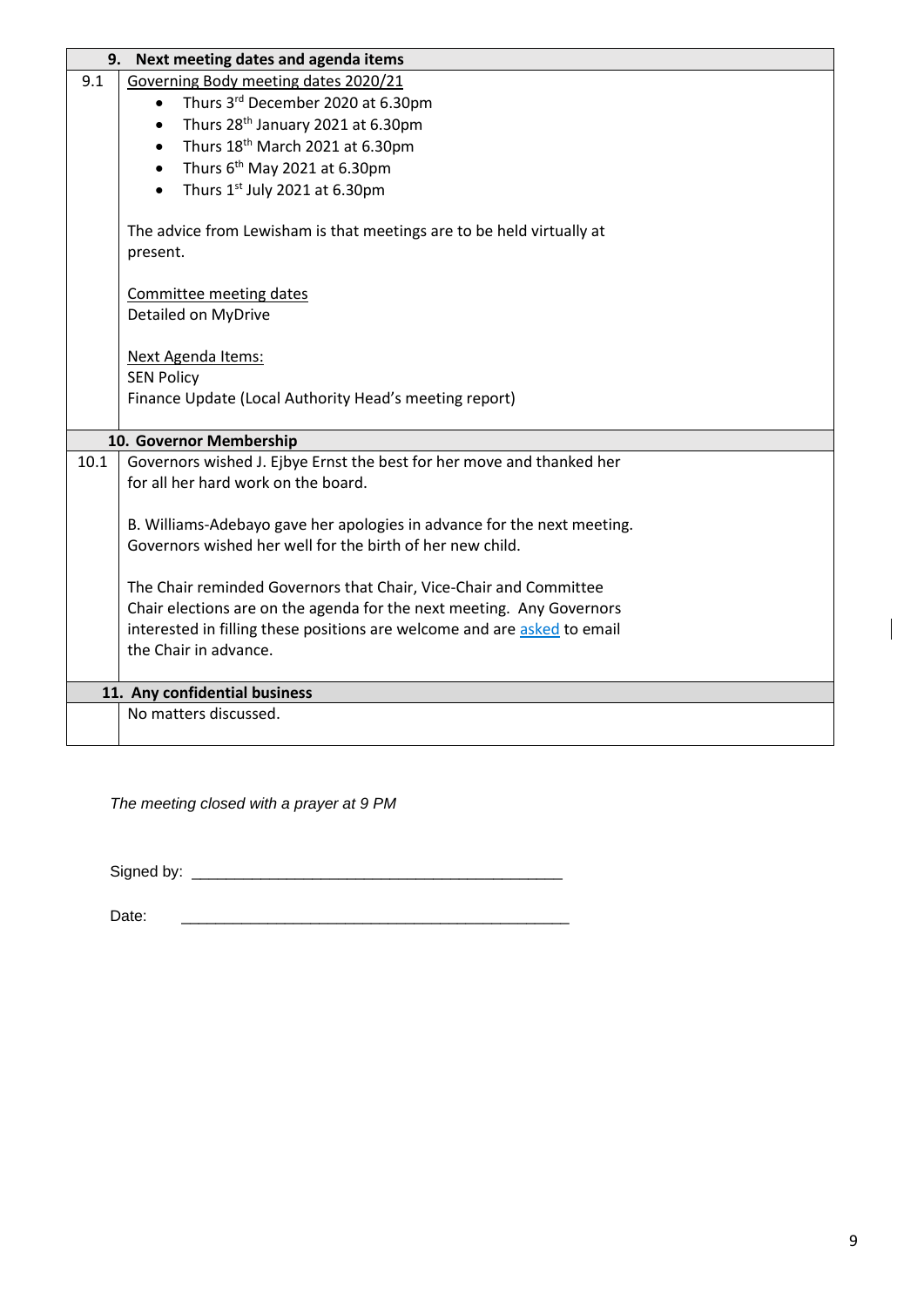| | |
|---|---|
| **9. Next meeting dates and agenda items** | |
| 9.1 | <u>Governing Body meeting dates 2020/21</u><br>• Thurs 3rd December 2020 at 6.30pm<br>• Thurs 28th January 2021 at 6.30pm<br>• Thurs 18th March 2021 at 6.30pm<br>• Thurs 6th May 2021 at 6.30pm<br>• Thurs 1st July 2021 at 6.30pm<br><br>The advice from Lewisham is that meetings are to be held virtually at present.<br><br><u>Committee meeting dates</u><br>Detailed on MyDrive<br><br><u>Next Agenda Items:</u><br>SEN Policy<br>Finance Update (Local Authority Head's meeting report) |
| **10. Governor Membership** | |
| 10.1 | Governors wished J. Ejbye Ernst the best for her move and thanked her for all her hard work on the board.<br><br>B. Williams-Adebayo gave her apologies in advance for the next meeting. Governors wished her well for the birth of her new child.<br><br>The Chair reminded Governors that Chair, Vice-Chair and Committee Chair elections are on the agenda for the next meeting. Any Governors interested in filling these positions are welcome and are asked to email the Chair in advance. |
| **11. Any confidential business** | |
| | No matters discussed. |

*The meeting closed with a prayer at 9 PM*

Signed by: ____________________________________________

Date: ____________________________________________